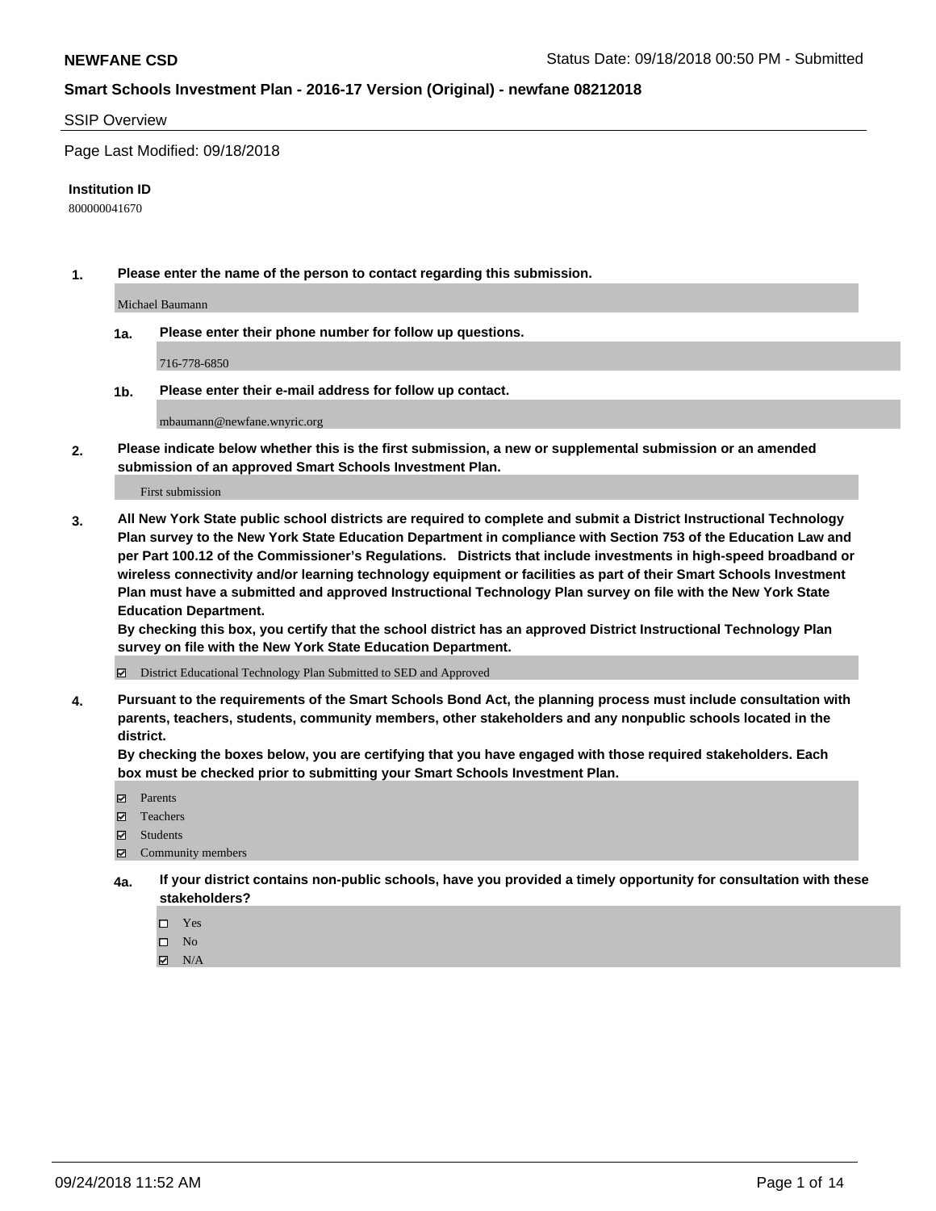# Smart Schools Investment Plan - 2016-17 Version (Original) - newfane 08212018

## SSIP Overview

Page Last Modified: 09/18/2018

**Institution ID**

800000041670

1. **Please enter the name of the person to contact regarding this submission.**

   Michael Baumann

   1a. **Please enter their phone number for follow up questions.**

   716-778-6850

   1b. **Please enter their e-mail address for follow up contact.**

   mbaumann@newfane.wnyric.org

2. **Please indicate below whether this is the first submission, a new or supplemental submission or an amended submission of an approved Smart Schools Investment Plan.**

   First submission

3. **All New York State public school districts are required to complete and submit a District Instructional Technology Plan survey to the New York State Education Department in compliance with Section 753 of the Education Law and per Part 100.12 of the Commissioner's Regulations. Districts that include investments in high-speed broadband or wireless connectivity and/or learning technology equipment or facilities as part of their Smart Schools Investment Plan must have a submitted and approved Instructional Technology Plan survey on file with the New York State Education Department.**
   **By checking this box, you certify that the school district has an approved District Instructional Technology Plan survey on file with the New York State Education Department.**

   ☑ District Educational Technology Plan Submitted to SED and Approved

4. **Pursuant to the requirements of the Smart Schools Bond Act, the planning process must include consultation with parents, teachers, students, community members, other stakeholders and any nonpublic schools located in the district.**
   **By checking the boxes below, you are certifying that you have engaged with those required stakeholders. Each box must be checked prior to submitting your Smart Schools Investment Plan.**

   ☑ Parents
   ☑ Teachers
   ☑ Students
   ☑ Community members

   4a. **If your district contains non-public schools, have you provided a timely opportunity for consultation with these stakeholders?**

   ☐ Yes
   ☐ No
   ☑ N/A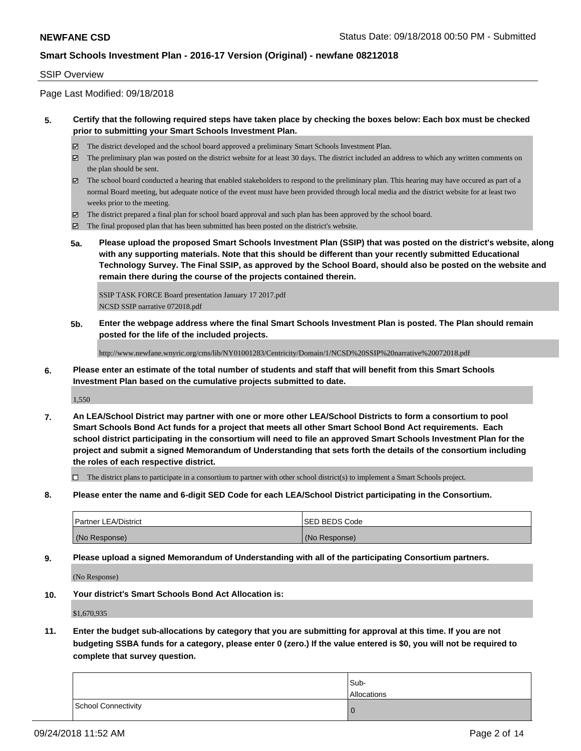SSIP Overview

Page Last Modified: 09/18/2018

**5. Certify that the following required steps have taken place by checking the boxes below: Each box must be checked prior to submitting your Smart Schools Investment Plan.**

- ☑ The district developed and the school board approved a preliminary Smart Schools Investment Plan.
- ☑ The preliminary plan was posted on the district website for at least 30 days. The district included an address to which any written comments on the plan should be sent.
- ☑ The school board conducted a hearing that enabled stakeholders to respond to the preliminary plan. This hearing may have occured as part of a normal Board meeting, but adequate notice of the event must have been provided through local media and the district website for at least two weeks prior to the meeting.
- ☑ The district prepared a final plan for school board approval and such plan has been approved by the school board.
- ☑ The final proposed plan that has been submitted has been posted on the district's website.

**5a. Please upload the proposed Smart Schools Investment Plan (SSIP) that was posted on the district's website, along with any supporting materials. Note that this should be different than your recently submitted Educational Technology Survey. The Final SSIP, as approved by the School Board, should also be posted on the website and remain there during the course of the projects contained therein.**

SSIP TASK FORCE Board presentation January 17 2017.pdf
NCSD SSIP narrative 072018.pdf

**5b. Enter the webpage address where the final Smart Schools Investment Plan is posted. The Plan should remain posted for the life of the included projects.**

http://www.newfane.wnyric.org/cms/lib/NY01001283/Centricity/Domain/1/NCSD%20SSIP%20narrative%20072018.pdf

**6. Please enter an estimate of the total number of students and staff that will benefit from this Smart Schools Investment Plan based on the cumulative projects submitted to date.**

1,550

**7. An LEA/School District may partner with one or more other LEA/School Districts to form a consortium to pool Smart Schools Bond Act funds for a project that meets all other Smart School Bond Act requirements. Each school district participating in the consortium will need to file an approved Smart Schools Investment Plan for the project and submit a signed Memorandum of Understanding that sets forth the details of the consortium including the roles of each respective district.**

- ☐ The district plans to participate in a consortium to partner with other school district(s) to implement a Smart Schools project.

**8. Please enter the name and 6-digit SED Code for each LEA/School District participating in the Consortium.**

| Partner LEA/District | SED BEDS Code |
|---|---|
| (No Response) | (No Response) |

**9. Please upload a signed Memorandum of Understanding with all of the participating Consortium partners.**

(No Response)

**10. Your district's Smart Schools Bond Act Allocation is:**

$1,670,935

**11. Enter the budget sub-allocations by category that you are submitting for approval at this time. If you are not budgeting SSBA funds for a category, please enter 0 (zero.) If the value entered is $0, you will not be required to complete that survey question.**

| | Sub-Allocations |
|---|---|
| School Connectivity | 0 |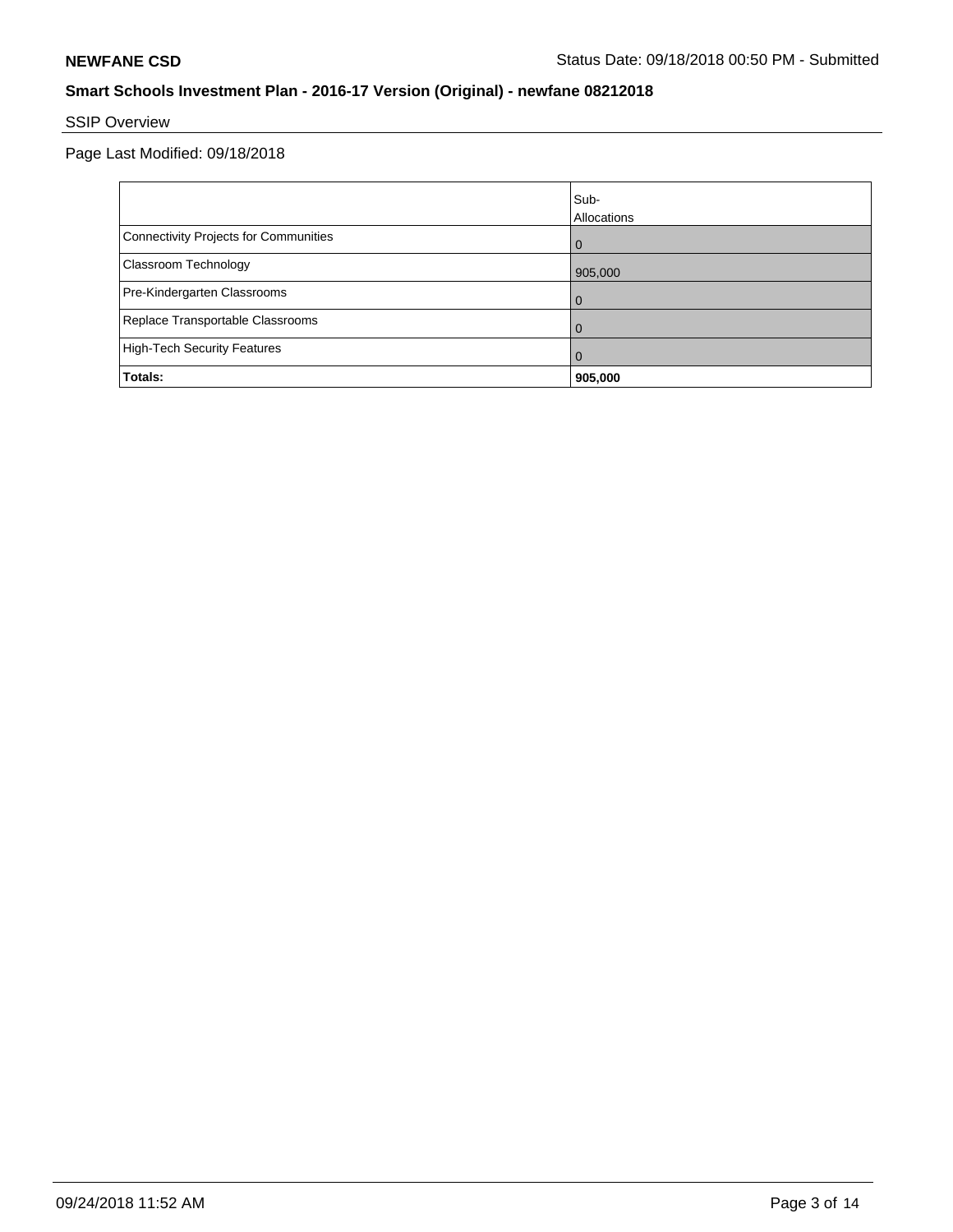## Smart Schools Investment Plan - 2016-17 Version (Original) - newfane 08212018

SSIP Overview

Page Last Modified: 09/18/2018

| | Sub-Allocations |
|---|---|
| Connectivity Projects for Communities | 0 |
| Classroom Technology | 905,000 |
| Pre-Kindergarten Classrooms | 0 |
| Replace Transportable Classrooms | 0 |
| High-Tech Security Features | 0 |
| **Totals:** | **905,000** |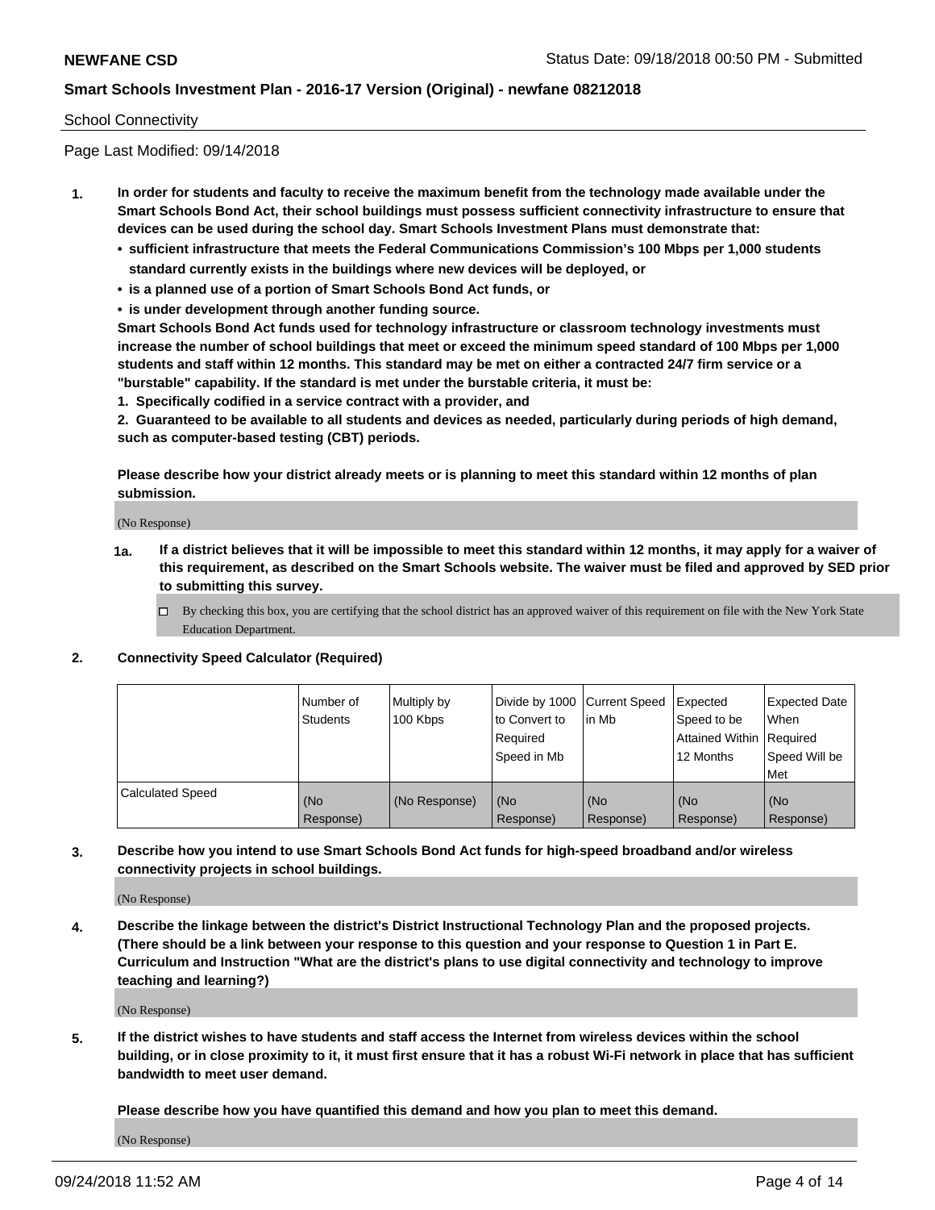School Connectivity

Page Last Modified: 09/14/2018

**1. In order for students and faculty to receive the maximum benefit from the technology made available under the Smart Schools Bond Act, their school buildings must possess sufficient connectivity infrastructure to ensure that devices can be used during the school day. Smart Schools Investment Plans must demonstrate that:**

- **sufficient infrastructure that meets the Federal Communications Commission's 100 Mbps per 1,000 students standard currently exists in the buildings where new devices will be deployed, or**
- **is a planned use of a portion of Smart Schools Bond Act funds, or**
- **is under development through another funding source.**

**Smart Schools Bond Act funds used for technology infrastructure or classroom technology investments must increase the number of school buildings that meet or exceed the minimum speed standard of 100 Mbps per 1,000 students and staff within 12 months. This standard may be met on either a contracted 24/7 firm service or a "burstable" capability. If the standard is met under the burstable criteria, it must be:**

**1. Specifically codified in a service contract with a provider, and**

**2. Guaranteed to be available to all students and devices as needed, particularly during periods of high demand, such as computer-based testing (CBT) periods.**

**Please describe how your district already meets or is planning to meet this standard within 12 months of plan submission.**

(No Response)

**1a. If a district believes that it will be impossible to meet this standard within 12 months, it may apply for a waiver of this requirement, as described on the Smart Schools website. The waiver must be filed and approved by SED prior to submitting this survey.**

☐ By checking this box, you are certifying that the school district has an approved waiver of this requirement on file with the New York State Education Department.

**2. Connectivity Speed Calculator (Required)**

| | Number of Students | Multiply by 100 Kbps | Divide by 1000 to Convert to Required Speed in Mb | Current Speed in Mb | Expected Speed to be Attained Within 12 Months | Expected Date When Required Speed Will be Met |
|---|---|---|---|---|---|---|
| Calculated Speed | (No Response) | (No Response) | (No Response) | (No Response) | (No Response) | (No Response) |

**3. Describe how you intend to use Smart Schools Bond Act funds for high-speed broadband and/or wireless connectivity projects in school buildings.**

(No Response)

**4. Describe the linkage between the district's District Instructional Technology Plan and the proposed projects. (There should be a link between your response to this question and your response to Question 1 in Part E. Curriculum and Instruction "What are the district's plans to use digital connectivity and technology to improve teaching and learning?)**

(No Response)

**5. If the district wishes to have students and staff access the Internet from wireless devices within the school building, or in close proximity to it, it must first ensure that it has a robust Wi-Fi network in place that has sufficient bandwidth to meet user demand.**

**Please describe how you have quantified this demand and how you plan to meet this demand.**

(No Response)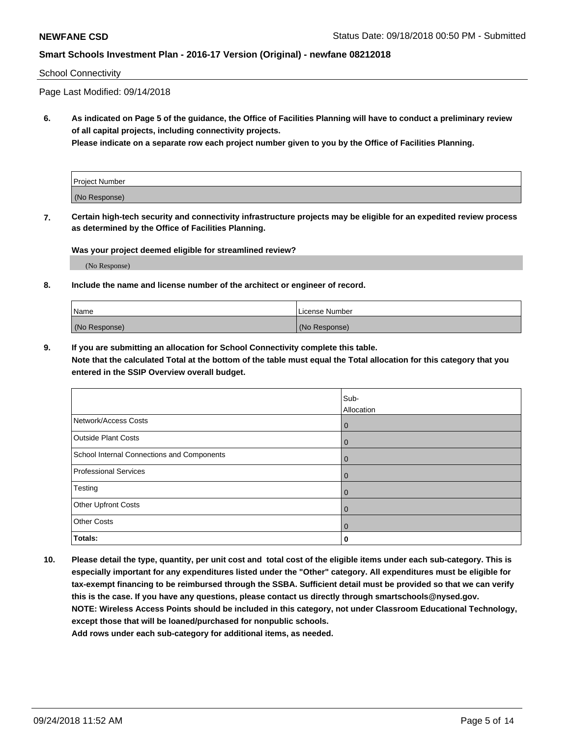School Connectivity

Page Last Modified: 09/14/2018

**6. As indicated on Page 5 of the guidance, the Office of Facilities Planning will have to conduct a preliminary review of all capital projects, including connectivity projects.**
**Please indicate on a separate row each project number given to you by the Office of Facilities Planning.**

| Project Number |
|---|
| (No Response) |

**7. Certain high-tech security and connectivity infrastructure projects may be eligible for an expedited review process as determined by the Office of Facilities Planning.**

**Was your project deemed eligible for streamlined review?**

(No Response)

**8. Include the name and license number of the architect or engineer of record.**

| Name | License Number |
|---|---|
| (No Response) | (No Response) |

**9. If you are submitting an allocation for School Connectivity complete this table.**
**Note that the calculated Total at the bottom of the table must equal the Total allocation for this category that you entered in the SSIP Overview overall budget.**

| | Sub-Allocation |
|---|---|
| Network/Access Costs | 0 |
| Outside Plant Costs | 0 |
| School Internal Connections and Components | 0 |
| Professional Services | 0 |
| Testing | 0 |
| Other Upfront Costs | 0 |
| Other Costs | 0 |
| **Totals:** | **0** |

**10. Please detail the type, quantity, per unit cost and total cost of the eligible items under each sub-category. This is especially important for any expenditures listed under the "Other" category. All expenditures must be eligible for tax-exempt financing to be reimbursed through the SSBA. Sufficient detail must be provided so that we can verify this is the case. If you have any questions, please contact us directly through smartschools@nysed.gov.**
**NOTE: Wireless Access Points should be included in this category, not under Classroom Educational Technology, except those that will be loaned/purchased for nonpublic schools.**
**Add rows under each sub-category for additional items, as needed.**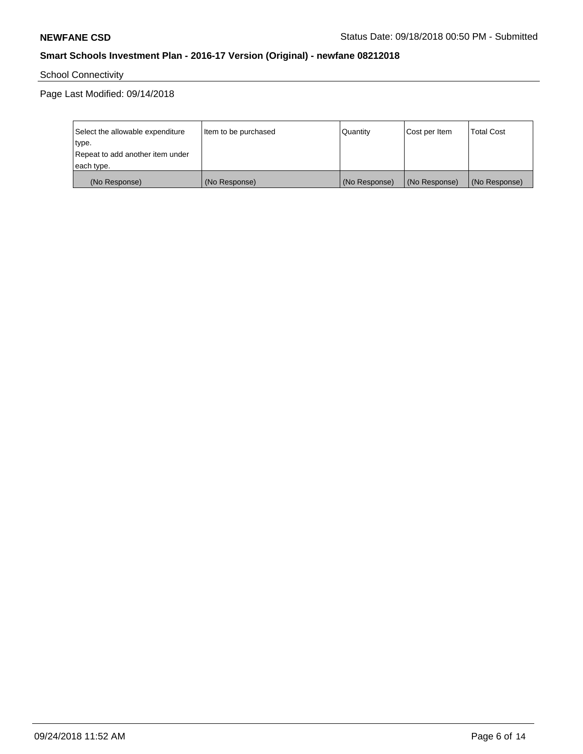**NEWFANE CSD**

Status Date: 09/18/2018 00:50 PM - Submitted

**Smart Schools Investment Plan - 2016-17 Version (Original) - newfane 08212018**

School Connectivity

Page Last Modified: 09/14/2018

| Select the allowable expenditure type.<br>Repeat to add another item under each type. | Item to be purchased | Quantity | Cost per Item | Total Cost |
|---|---|---|---|---|
| (No Response) | (No Response) | (No Response) | (No Response) | (No Response) |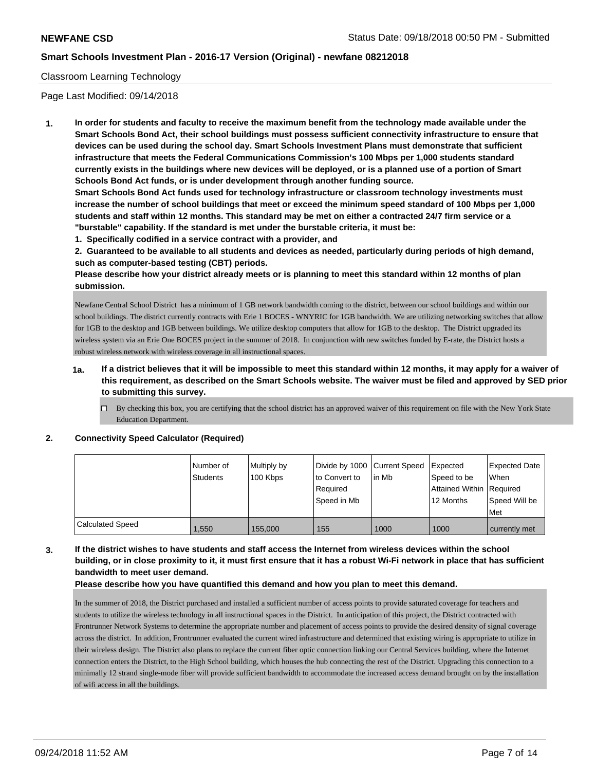Classroom Learning Technology

Page Last Modified: 09/14/2018

**1. In order for students and faculty to receive the maximum benefit from the technology made available under the Smart Schools Bond Act, their school buildings must possess sufficient connectivity infrastructure to ensure that devices can be used during the school day. Smart Schools Investment Plans must demonstrate that sufficient infrastructure that meets the Federal Communications Commission's 100 Mbps per 1,000 students standard currently exists in the buildings where new devices will be deployed, or is a planned use of a portion of Smart Schools Bond Act funds, or is under development through another funding source.**

**Smart Schools Bond Act funds used for technology infrastructure or classroom technology investments must increase the number of school buildings that meet or exceed the minimum speed standard of 100 Mbps per 1,000 students and staff within 12 months. This standard may be met on either a contracted 24/7 firm service or a "burstable" capability. If the standard is met under the burstable criteria, it must be:**

**1. Specifically codified in a service contract with a provider, and**

**2. Guaranteed to be available to all students and devices as needed, particularly during periods of high demand, such as computer-based testing (CBT) periods.**

**Please describe how your district already meets or is planning to meet this standard within 12 months of plan submission.**

Newfane Central School District has a minimum of 1 GB network bandwidth coming to the district, between our school buildings and within our school buildings. The district currently contracts with Erie 1 BOCES - WNYRIC for 1GB bandwidth. We are utilizing networking switches that allow for 1GB to the desktop and 1GB between buildings. We utilize desktop computers that allow for 1GB to the desktop. The District upgraded its wireless system via an Erie One BOCES project in the summer of 2018. In conjunction with new switches funded by E-rate, the District hosts a robust wireless network with wireless coverage in all instructional spaces.

**1a. If a district believes that it will be impossible to meet this standard within 12 months, it may apply for a waiver of this requirement, as described on the Smart Schools website. The waiver must be filed and approved by SED prior to submitting this survey.**

☐ By checking this box, you are certifying that the school district has an approved waiver of this requirement on file with the New York State Education Department.

**2. Connectivity Speed Calculator (Required)**

| | Number of Students | Multiply by 100 Kbps | Divide by 1000 to Convert to Required Speed in Mb | Current Speed in Mb | Expected Speed to be Attained Within 12 Months | Expected Date When Required Speed Will be Met |
|---|---|---|---|---|---|---|
| Calculated Speed | 1,550 | 155,000 | 155 | 1000 | 1000 | currently met |

**3. If the district wishes to have students and staff access the Internet from wireless devices within the school building, or in close proximity to it, it must first ensure that it has a robust Wi-Fi network in place that has sufficient bandwidth to meet user demand.**

**Please describe how you have quantified this demand and how you plan to meet this demand.**

In the summer of 2018, the District purchased and installed a sufficient number of access points to provide saturated coverage for teachers and students to utilize the wireless technology in all instructional spaces in the District. In anticipation of this project, the District contracted with Frontrunner Network Systems to determine the appropriate number and placement of access points to provide the desired density of signal coverage across the district. In addition, Frontrunner evaluated the current wired infrastructure and determined that existing wiring is appropriate to utilize in their wireless design. The District also plans to replace the current fiber optic connection linking our Central Services building, where the Internet connection enters the District, to the High School building, which houses the hub connecting the rest of the District. Upgrading this connection to a minimally 12 strand single-mode fiber will provide sufficient bandwidth to accommodate the increased access demand brought on by the installation of wifi access in all the buildings.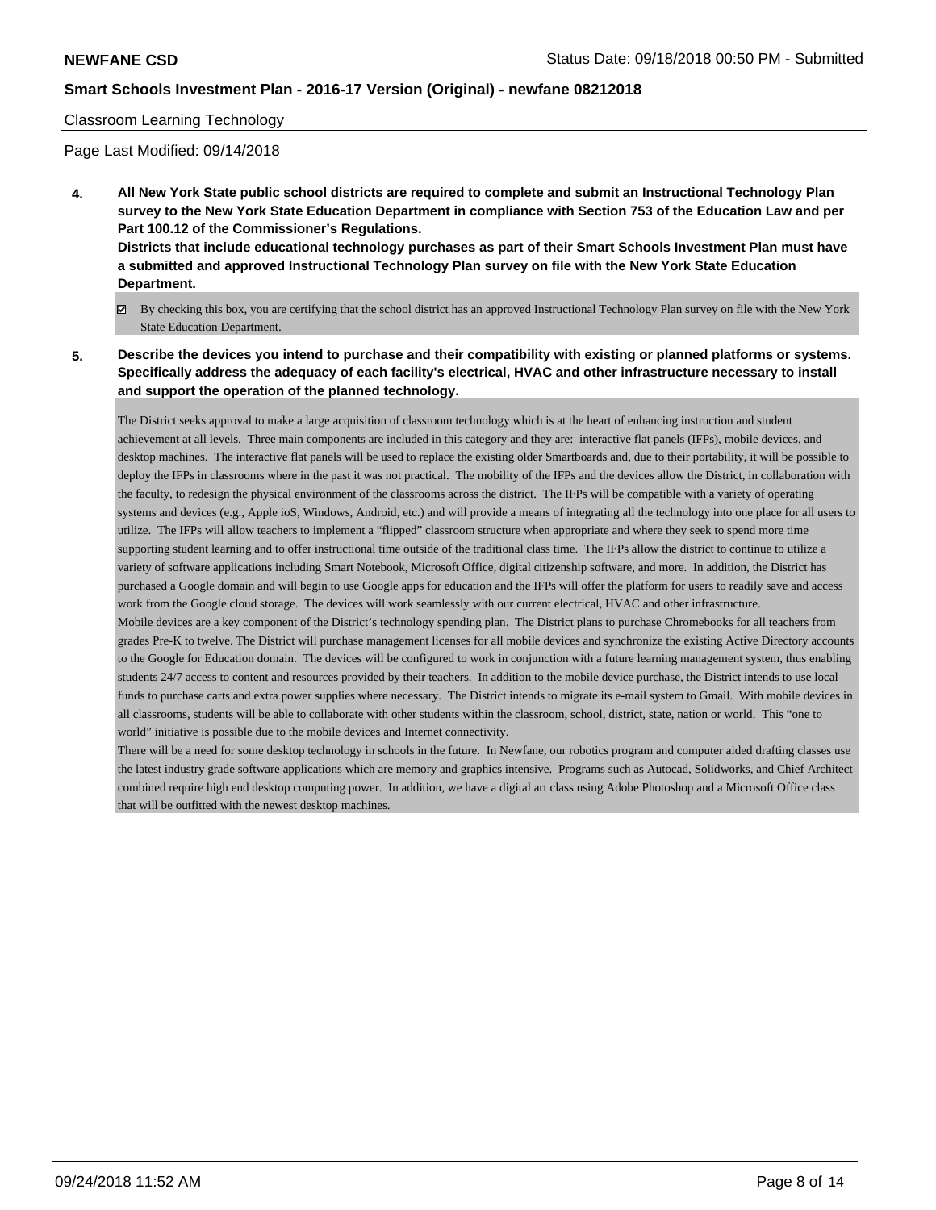Classroom Learning Technology

Page Last Modified: 09/14/2018

**4. All New York State public school districts are required to complete and submit an Instructional Technology Plan survey to the New York State Education Department in compliance with Section 753 of the Education Law and per Part 100.12 of the Commissioner's Regulations.**
**Districts that include educational technology purchases as part of their Smart Schools Investment Plan must have a submitted and approved Instructional Technology Plan survey on file with the New York State Education Department.**

☑ By checking this box, you are certifying that the school district has an approved Instructional Technology Plan survey on file with the New York State Education Department.

**5. Describe the devices you intend to purchase and their compatibility with existing or planned platforms or systems. Specifically address the adequacy of each facility's electrical, HVAC and other infrastructure necessary to install and support the operation of the planned technology.**

The District seeks approval to make a large acquisition of classroom technology which is at the heart of enhancing instruction and student achievement at all levels. Three main components are included in this category and they are: interactive flat panels (IFPs), mobile devices, and desktop machines. The interactive flat panels will be used to replace the existing older Smartboards and, due to their portability, it will be possible to deploy the IFPs in classrooms where in the past it was not practical. The mobility of the IFPs and the devices allow the District, in collaboration with the faculty, to redesign the physical environment of the classrooms across the district. The IFPs will be compatible with a variety of operating systems and devices (e.g., Apple ioS, Windows, Android, etc.) and will provide a means of integrating all the technology into one place for all users to utilize. The IFPs will allow teachers to implement a "flipped" classroom structure when appropriate and where they seek to spend more time supporting student learning and to offer instructional time outside of the traditional class time. The IFPs allow the district to continue to utilize a variety of software applications including Smart Notebook, Microsoft Office, digital citizenship software, and more. In addition, the District has purchased a Google domain and will begin to use Google apps for education and the IFPs will offer the platform for users to readily save and access work from the Google cloud storage. The devices will work seamlessly with our current electrical, HVAC and other infrastructure.
Mobile devices are a key component of the District's technology spending plan. The District plans to purchase Chromebooks for all teachers from grades Pre-K to twelve. The District will purchase management licenses for all mobile devices and synchronize the existing Active Directory accounts to the Google for Education domain. The devices will be configured to work in conjunction with a future learning management system, thus enabling students 24/7 access to content and resources provided by their teachers. In addition to the mobile device purchase, the District intends to use local funds to purchase carts and extra power supplies where necessary. The District intends to migrate its e-mail system to Gmail. With mobile devices in all classrooms, students will be able to collaborate with other students within the classroom, school, district, state, nation or world. This "one to world" initiative is possible due to the mobile devices and Internet connectivity.
There will be a need for some desktop technology in schools in the future. In Newfane, our robotics program and computer aided drafting classes use the latest industry grade software applications which are memory and graphics intensive. Programs such as Autocad, Solidworks, and Chief Architect combined require high end desktop computing power. In addition, we have a digital art class using Adobe Photoshop and a Microsoft Office class that will be outfitted with the newest desktop machines.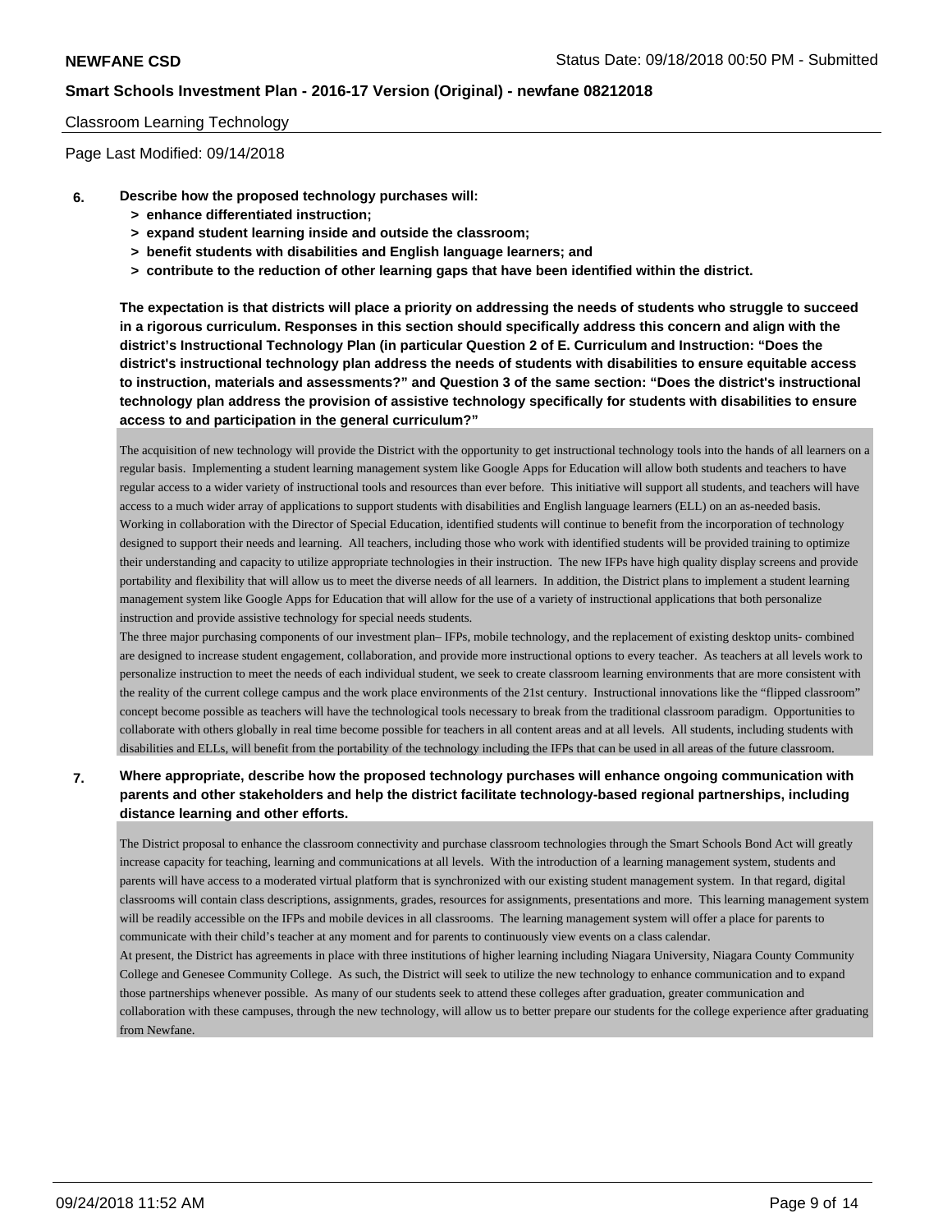Classroom Learning Technology

Page Last Modified: 09/14/2018

**6. Describe how the proposed technology purchases will:**
- **> enhance differentiated instruction;**
- **> expand student learning inside and outside the classroom;**
- **> benefit students with disabilities and English language learners; and**
- **> contribute to the reduction of other learning gaps that have been identified within the district.**

**The expectation is that districts will place a priority on addressing the needs of students who struggle to succeed in a rigorous curriculum. Responses in this section should specifically address this concern and align with the district's Instructional Technology Plan (in particular Question 2 of E. Curriculum and Instruction: "Does the district's instructional technology plan address the needs of students with disabilities to ensure equitable access to instruction, materials and assessments?" and Question 3 of the same section: "Does the district's instructional technology plan address the provision of assistive technology specifically for students with disabilities to ensure access to and participation in the general curriculum?"**

The acquisition of new technology will provide the District with the opportunity to get instructional technology tools into the hands of all learners on a regular basis. Implementing a student learning management system like Google Apps for Education will allow both students and teachers to have regular access to a wider variety of instructional tools and resources than ever before. This initiative will support all students, and teachers will have access to a much wider array of applications to support students with disabilities and English language learners (ELL) on an as-needed basis. Working in collaboration with the Director of Special Education, identified students will continue to benefit from the incorporation of technology designed to support their needs and learning. All teachers, including those who work with identified students will be provided training to optimize their understanding and capacity to utilize appropriate technologies in their instruction. The new IFPs have high quality display screens and provide portability and flexibility that will allow us to meet the diverse needs of all learners. In addition, the District plans to implement a student learning management system like Google Apps for Education that will allow for the use of a variety of instructional applications that both personalize instruction and provide assistive technology for special needs students.

The three major purchasing components of our investment plan– IFPs, mobile technology, and the replacement of existing desktop units- combined are designed to increase student engagement, collaboration, and provide more instructional options to every teacher. As teachers at all levels work to personalize instruction to meet the needs of each individual student, we seek to create classroom learning environments that are more consistent with the reality of the current college campus and the work place environments of the 21st century. Instructional innovations like the "flipped classroom" concept become possible as teachers will have the technological tools necessary to break from the traditional classroom paradigm. Opportunities to collaborate with others globally in real time become possible for teachers in all content areas and at all levels. All students, including students with disabilities and ELLs, will benefit from the portability of the technology including the IFPs that can be used in all areas of the future classroom.

**7. Where appropriate, describe how the proposed technology purchases will enhance ongoing communication with parents and other stakeholders and help the district facilitate technology-based regional partnerships, including distance learning and other efforts.**

The District proposal to enhance the classroom connectivity and purchase classroom technologies through the Smart Schools Bond Act will greatly increase capacity for teaching, learning and communications at all levels. With the introduction of a learning management system, students and parents will have access to a moderated virtual platform that is synchronized with our existing student management system. In that regard, digital classrooms will contain class descriptions, assignments, grades, resources for assignments, presentations and more. This learning management system will be readily accessible on the IFPs and mobile devices in all classrooms. The learning management system will offer a place for parents to communicate with their child's teacher at any moment and for parents to continuously view events on a class calendar.

At present, the District has agreements in place with three institutions of higher learning including Niagara University, Niagara County Community College and Genesee Community College. As such, the District will seek to utilize the new technology to enhance communication and to expand those partnerships whenever possible. As many of our students seek to attend these colleges after graduation, greater communication and collaboration with these campuses, through the new technology, will allow us to better prepare our students for the college experience after graduating from Newfane.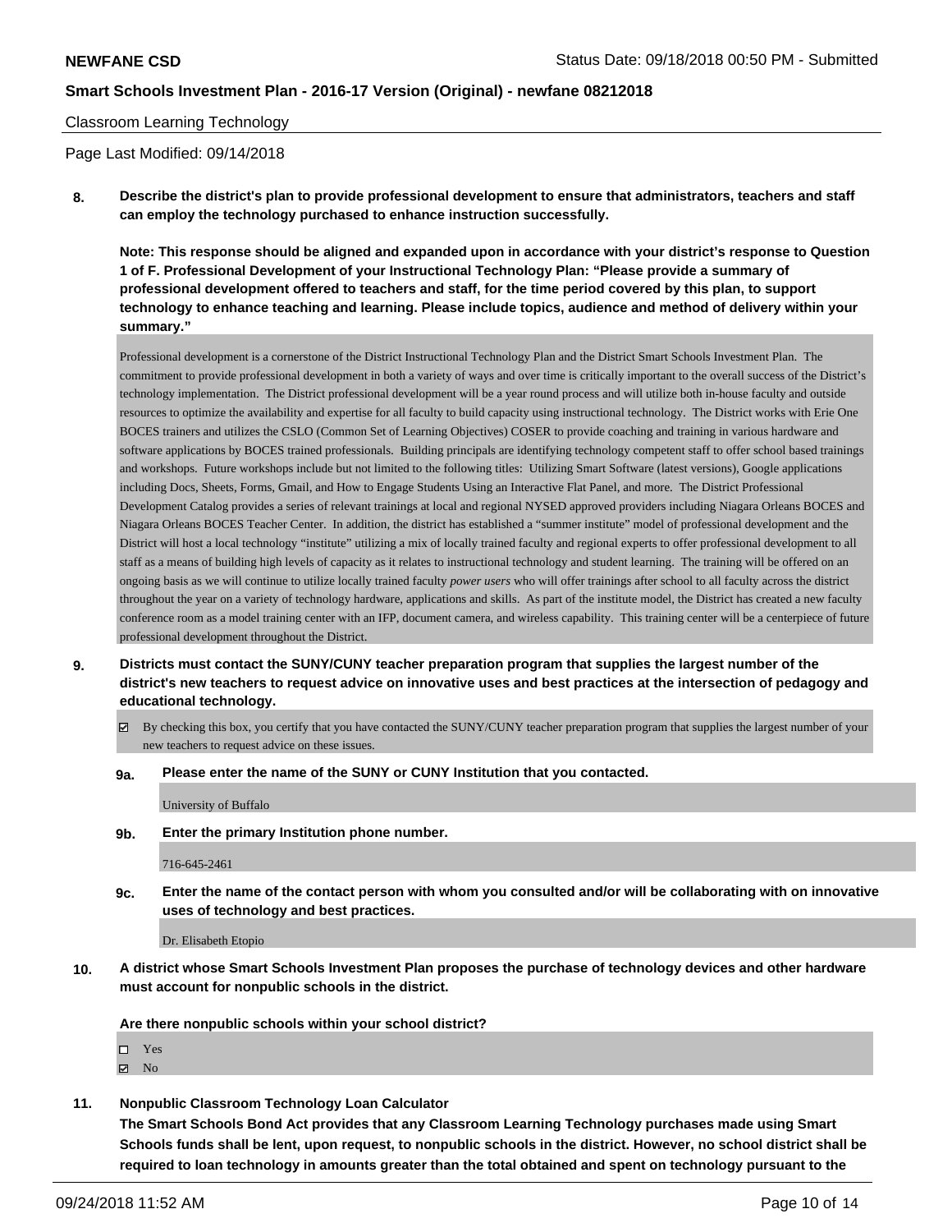Classroom Learning Technology

Page Last Modified: 09/14/2018

**8. Describe the district's plan to provide professional development to ensure that administrators, teachers and staff can employ the technology purchased to enhance instruction successfully.**

**Note: This response should be aligned and expanded upon in accordance with your district's response to Question 1 of F. Professional Development of your Instructional Technology Plan: "Please provide a summary of professional development offered to teachers and staff, for the time period covered by this plan, to support technology to enhance teaching and learning. Please include topics, audience and method of delivery within your summary."**

Professional development is a cornerstone of the District Instructional Technology Plan and the District Smart Schools Investment Plan. The commitment to provide professional development in both a variety of ways and over time is critically important to the overall success of the District's technology implementation. The District professional development will be a year round process and will utilize both in-house faculty and outside resources to optimize the availability and expertise for all faculty to build capacity using instructional technology. The District works with Erie One BOCES trainers and utilizes the CSLO (Common Set of Learning Objectives) COSER to provide coaching and training in various hardware and software applications by BOCES trained professionals. Building principals are identifying technology competent staff to offer school based trainings and workshops. Future workshops include but not limited to the following titles: Utilizing Smart Software (latest versions), Google applications including Docs, Sheets, Forms, Gmail, and How to Engage Students Using an Interactive Flat Panel, and more. The District Professional Development Catalog provides a series of relevant trainings at local and regional NYSED approved providers including Niagara Orleans BOCES and Niagara Orleans BOCES Teacher Center. In addition, the district has established a "summer institute" model of professional development and the District will host a local technology "institute" utilizing a mix of locally trained faculty and regional experts to offer professional development to all staff as a means of building high levels of capacity as it relates to instructional technology and student learning. The training will be offered on an ongoing basis as we will continue to utilize locally trained faculty *power users* who will offer trainings after school to all faculty across the district throughout the year on a variety of technology hardware, applications and skills. As part of the institute model, the District has created a new faculty conference room as a model training center with an IFP, document camera, and wireless capability. This training center will be a centerpiece of future professional development throughout the District.

**9. Districts must contact the SUNY/CUNY teacher preparation program that supplies the largest number of the district's new teachers to request advice on innovative uses and best practices at the intersection of pedagogy and educational technology.**

☑ By checking this box, you certify that you have contacted the SUNY/CUNY teacher preparation program that supplies the largest number of your new teachers to request advice on these issues.

**9a. Please enter the name of the SUNY or CUNY Institution that you contacted.**

University of Buffalo

**9b. Enter the primary Institution phone number.**

716-645-2461

**9c. Enter the name of the contact person with whom you consulted and/or will be collaborating with on innovative uses of technology and best practices.**

Dr. Elisabeth Etopio

**10. A district whose Smart Schools Investment Plan proposes the purchase of technology devices and other hardware must account for nonpublic schools in the district.**

**Are there nonpublic schools within your school district?**

☐ Yes
☑ No

**11. Nonpublic Classroom Technology Loan Calculator**
**The Smart Schools Bond Act provides that any Classroom Learning Technology purchases made using Smart Schools funds shall be lent, upon request, to nonpublic schools in the district. However, no school district shall be required to loan technology in amounts greater than the total obtained and spent on technology pursuant to the**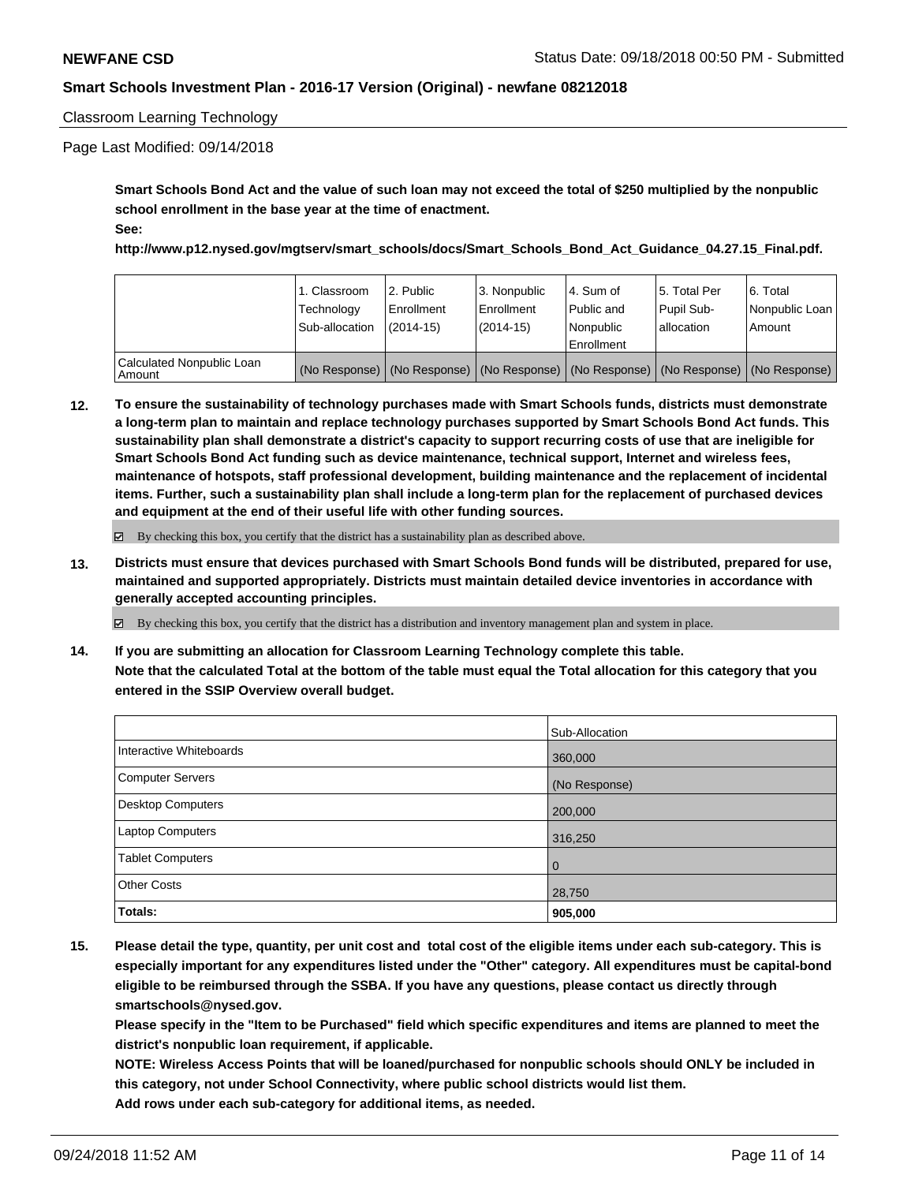Classroom Learning Technology

Page Last Modified: 09/14/2018

**Smart Schools Bond Act and the value of such loan may not exceed the total of $250 multiplied by the nonpublic school enrollment in the base year at the time of enactment.**

**See:**

**http://www.p12.nysed.gov/mgtserv/smart_schools/docs/Smart_Schools_Bond_Act_Guidance_04.27.15_Final.pdf.**

| | 1. Classroom Technology Sub-allocation | 2. Public Enrollment (2014-15) | 3. Nonpublic Enrollment (2014-15) | 4. Sum of Public and Nonpublic Enrollment | 5. Total Per Pupil Sub-allocation | 6. Total Nonpublic Loan Amount |
|---|---|---|---|---|---|---|
| Calculated Nonpublic Loan Amount | (No Response) | (No Response) | (No Response) | (No Response) | (No Response) | (No Response) |

**12. To ensure the sustainability of technology purchases made with Smart Schools funds, districts must demonstrate a long-term plan to maintain and replace technology purchases supported by Smart Schools Bond Act funds. This sustainability plan shall demonstrate a district's capacity to support recurring costs of use that are ineligible for Smart Schools Bond Act funding such as device maintenance, technical support, Internet and wireless fees, maintenance of hotspots, staff professional development, building maintenance and the replacement of incidental items. Further, such a sustainability plan shall include a long-term plan for the replacement of purchased devices and equipment at the end of their useful life with other funding sources.**

☑ By checking this box, you certify that the district has a sustainability plan as described above.

**13. Districts must ensure that devices purchased with Smart Schools Bond funds will be distributed, prepared for use, maintained and supported appropriately. Districts must maintain detailed device inventories in accordance with generally accepted accounting principles.**

☑ By checking this box, you certify that the district has a distribution and inventory management plan and system in place.

**14. If you are submitting an allocation for Classroom Learning Technology complete this table.**
**Note that the calculated Total at the bottom of the table must equal the Total allocation for this category that you entered in the SSIP Overview overall budget.**

| | Sub-Allocation |
|---|---|
| Interactive Whiteboards | 360,000 |
| Computer Servers | (No Response) |
| Desktop Computers | 200,000 |
| Laptop Computers | 316,250 |
| Tablet Computers | 0 |
| Other Costs | 28,750 |
| **Totals:** | **905,000** |

**15. Please detail the type, quantity, per unit cost and total cost of the eligible items under each sub-category. This is especially important for any expenditures listed under the "Other" category. All expenditures must be capital-bond eligible to be reimbursed through the SSBA. If you have any questions, please contact us directly through smartschools@nysed.gov.**
**Please specify in the "Item to be Purchased" field which specific expenditures and items are planned to meet the district's nonpublic loan requirement, if applicable.**
**NOTE: Wireless Access Points that will be loaned/purchased for nonpublic schools should ONLY be included in this category, not under School Connectivity, where public school districts would list them.**
**Add rows under each sub-category for additional items, as needed.**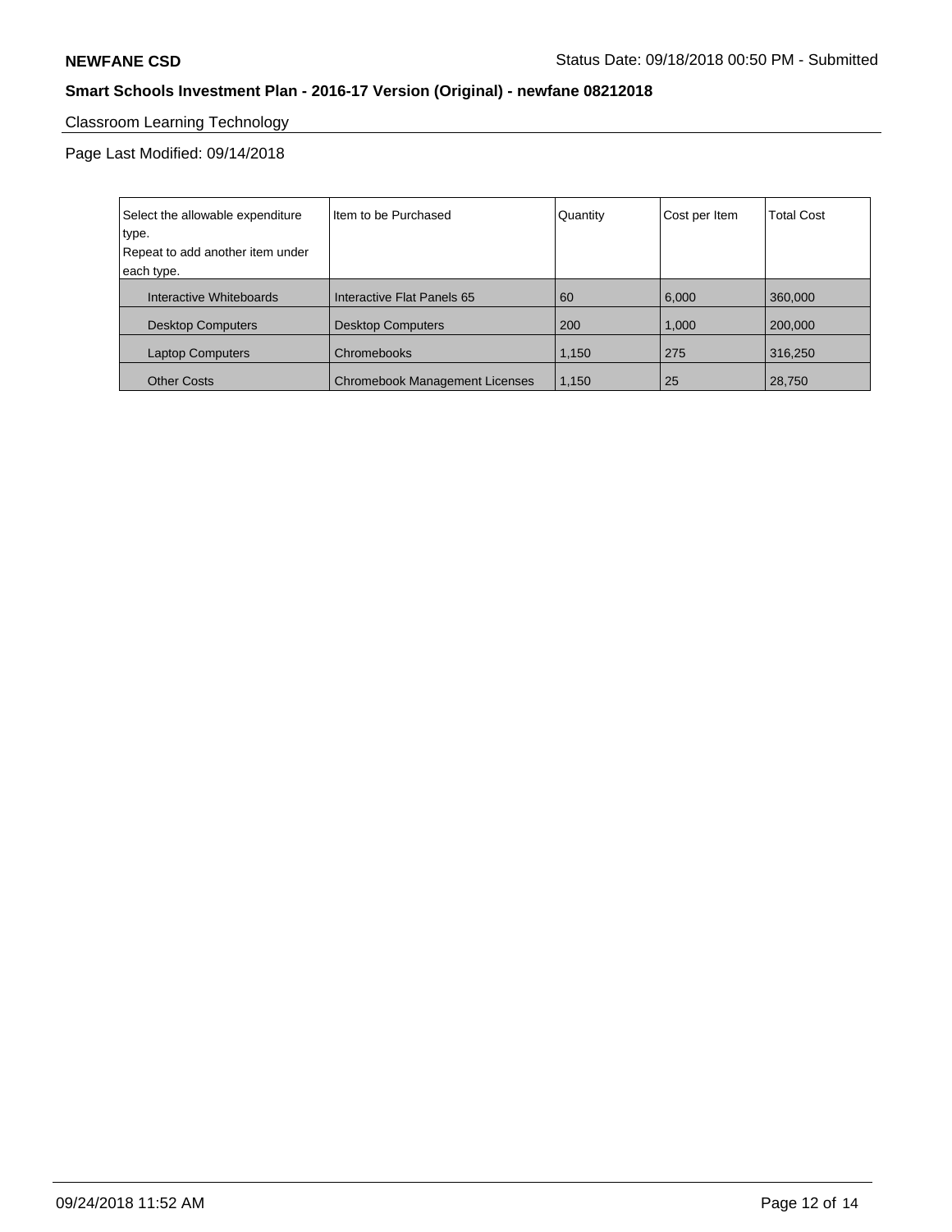**NEWFANE CSD** Status Date: 09/18/2018 00:50 PM - Submitted

**Smart Schools Investment Plan - 2016-17 Version (Original) - newfane 08212018**

Classroom Learning Technology

Page Last Modified: 09/14/2018

| Select the allowable expenditure type. Repeat to add another item under each type. | Item to be Purchased | Quantity | Cost per Item | Total Cost |
|---|---|---|---|---|
| Interactive Whiteboards | Interactive Flat Panels 65 | 60 | 6,000 | 360,000 |
| Desktop Computers | Desktop Computers | 200 | 1,000 | 200,000 |
| Laptop Computers | Chromebooks | 1,150 | 275 | 316,250 |
| Other Costs | Chromebook Management Licenses | 1,150 | 25 | 28,750 |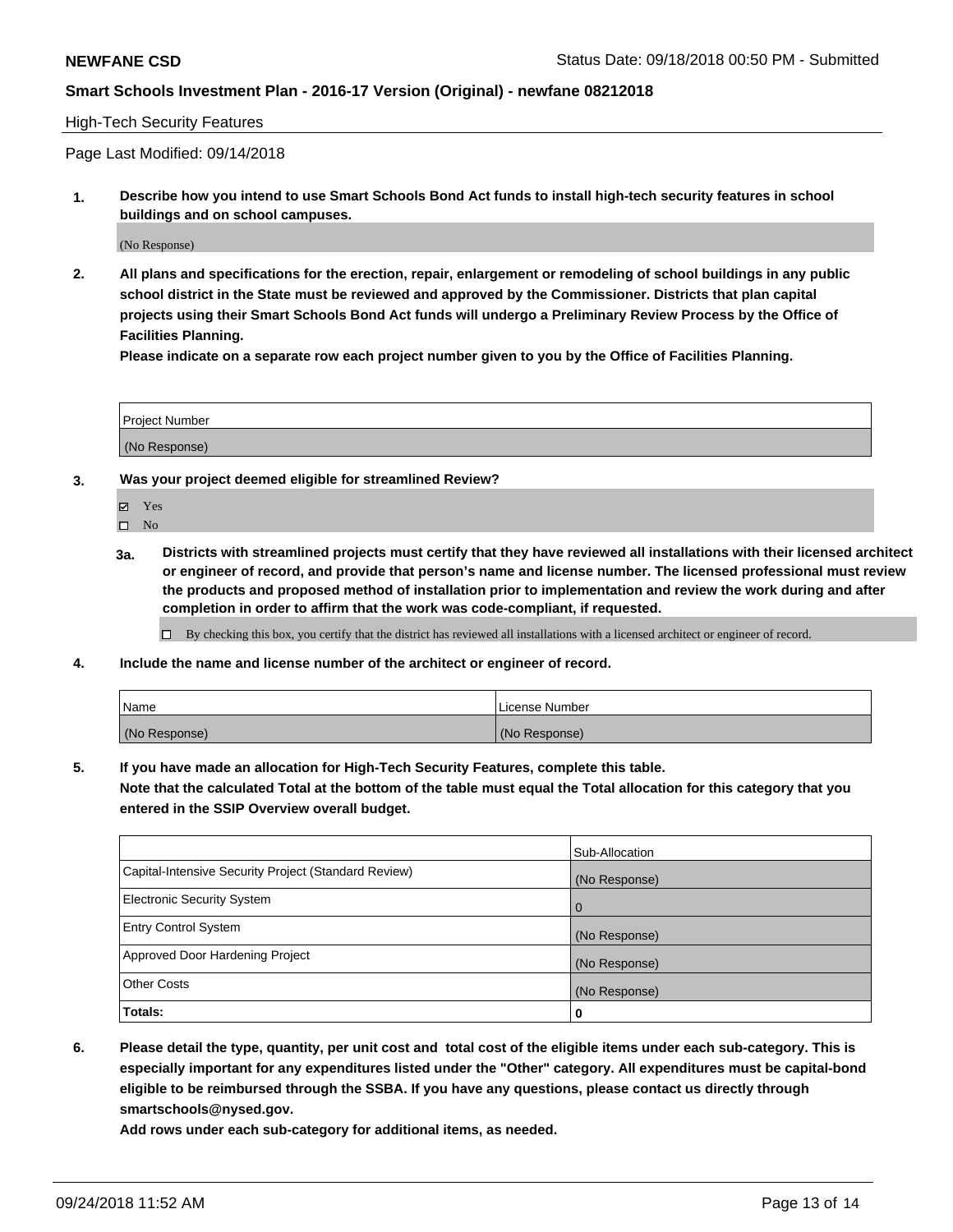High-Tech Security Features

Page Last Modified: 09/14/2018

**1. Describe how you intend to use Smart Schools Bond Act funds to install high-tech security features in school buildings and on school campuses.**

(No Response)

**2. All plans and specifications for the erection, repair, enlargement or remodeling of school buildings in any public school district in the State must be reviewed and approved by the Commissioner. Districts that plan capital projects using their Smart Schools Bond Act funds will undergo a Preliminary Review Process by the Office of Facilities Planning.**

**Please indicate on a separate row each project number given to you by the Office of Facilities Planning.**

| Project Number |
| --- |
| (No Response) |

**3. Was your project deemed eligible for streamlined Review?**

- ☑ Yes
- ☐ No

**3a. Districts with streamlined projects must certify that they have reviewed all installations with their licensed architect or engineer of record, and provide that person's name and license number. The licensed professional must review the products and proposed method of installation prior to implementation and review the work during and after completion in order to affirm that the work was code-compliant, if requested.**

- ☐ By checking this box, you certify that the district has reviewed all installations with a licensed architect or engineer of record.

**4. Include the name and license number of the architect or engineer of record.**

| Name | License Number |
| --- | --- |
| (No Response) | (No Response) |

**5. If you have made an allocation for High-Tech Security Features, complete this table.**
**Note that the calculated Total at the bottom of the table must equal the Total allocation for this category that you entered in the SSIP Overview overall budget.**

| | Sub-Allocation |
| --- | --- |
| Capital-Intensive Security Project (Standard Review) | (No Response) |
| Electronic Security System | 0 |
| Entry Control System | (No Response) |
| Approved Door Hardening Project | (No Response) |
| Other Costs | (No Response) |
| **Totals:** | **0** |

**6. Please detail the type, quantity, per unit cost and total cost of the eligible items under each sub-category. This is especially important for any expenditures listed under the "Other" category. All expenditures must be capital-bond eligible to be reimbursed through the SSBA. If you have any questions, please contact us directly through smartschools@nysed.gov.**

**Add rows under each sub-category for additional items, as needed.**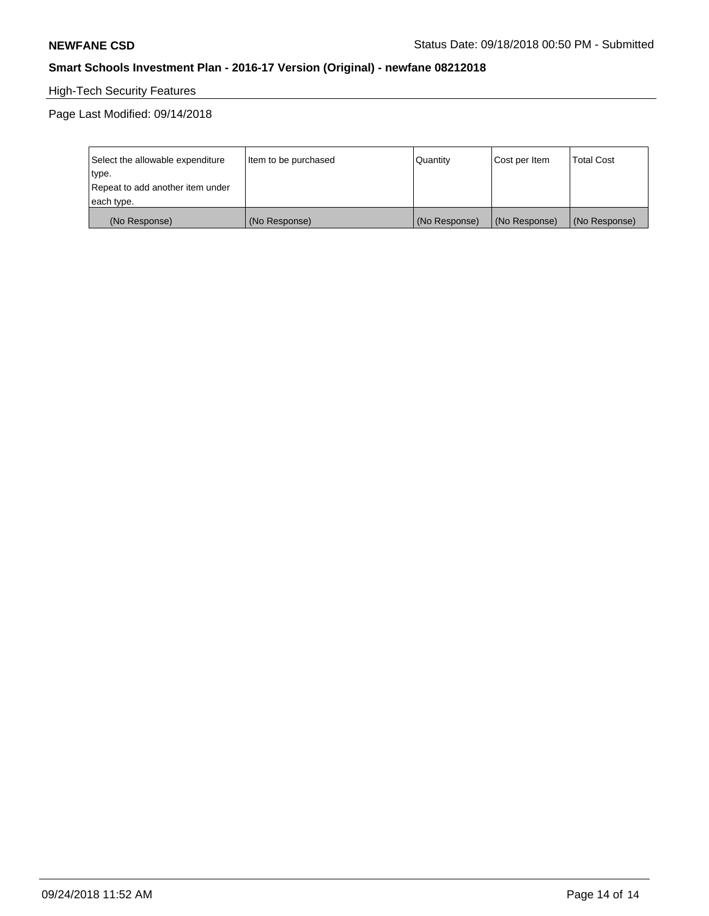**NEWFANE CSD** Status Date: 09/18/2018 00:50 PM - Submitted

**Smart Schools Investment Plan - 2016-17 Version (Original) - newfane 08212018**

High-Tech Security Features

Page Last Modified: 09/14/2018

| Select the allowable expenditure type. Repeat to add another item under each type. | Item to be purchased | Quantity | Cost per Item | Total Cost |
|---|---|---|---|---|
| (No Response) | (No Response) | (No Response) | (No Response) | (No Response) |